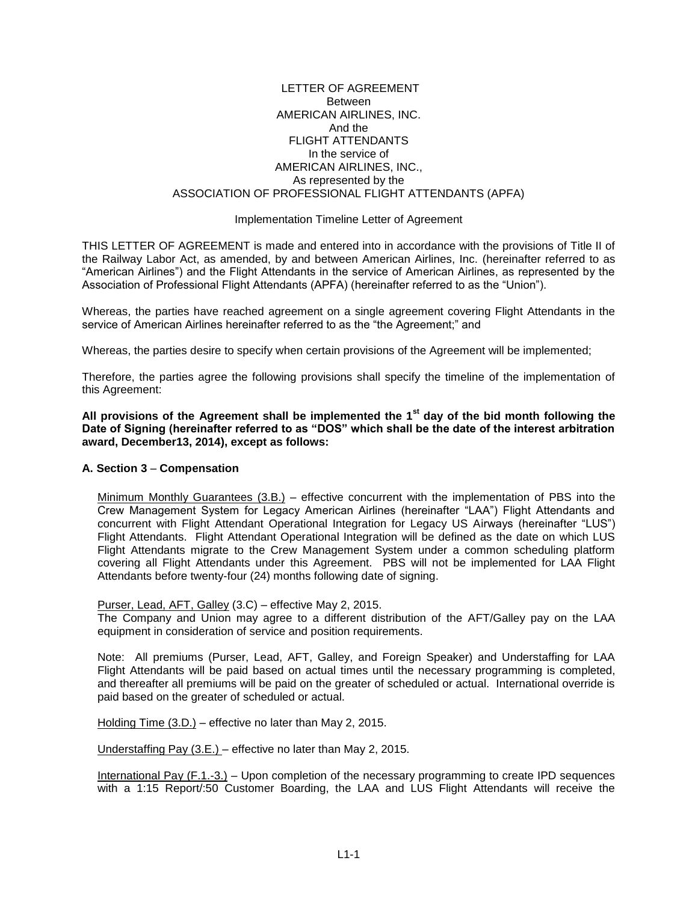LETTER OF AGREEMENT
Between
AMERICAN AIRLINES, INC.
And the
FLIGHT ATTENDANTS
In the service of
AMERICAN AIRLINES, INC.,
As represented by the
ASSOCIATION OF PROFESSIONAL FLIGHT ATTENDANTS (APFA)

Implementation Timeline Letter of Agreement

THIS LETTER OF AGREEMENT is made and entered into in accordance with the provisions of Title II of the Railway Labor Act, as amended, by and between American Airlines, Inc. (hereinafter referred to as "American Airlines") and the Flight Attendants in the service of American Airlines, as represented by the Association of Professional Flight Attendants (APFA) (hereinafter referred to as the "Union").

Whereas, the parties have reached agreement on a single agreement covering Flight Attendants in the service of American Airlines hereinafter referred to as "the Agreement;" and

Whereas, the parties desire to specify when certain provisions of the Agreement will be implemented;

Therefore, the parties agree the following provisions shall specify the timeline of the implementation of this Agreement:

**All provisions of the Agreement shall be implemented the 1st day of the bid month following the Date of Signing (hereinafter referred to as "DOS" which shall be the date of the interest arbitration award, December13, 2014), except as follows:**

**A. Section 3 – Compensation**

Minimum Monthly Guarantees (3.B.) – effective concurrent with the implementation of PBS into the Crew Management System for Legacy American Airlines (hereinafter "LAA") Flight Attendants and concurrent with Flight Attendant Operational Integration for Legacy US Airways (hereinafter "LUS") Flight Attendants. Flight Attendant Operational Integration will be defined as the date on which LUS Flight Attendants migrate to the Crew Management System under a common scheduling platform covering all Flight Attendants under this Agreement. PBS will not be implemented for LAA Flight Attendants before twenty-four (24) months following date of signing.

Purser, Lead, AFT, Galley (3.C) – effective May 2, 2015.
The Company and Union may agree to a different distribution of the AFT/Galley pay on the LAA equipment in consideration of service and position requirements.

Note: All premiums (Purser, Lead, AFT, Galley, and Foreign Speaker) and Understaffing for LAA Flight Attendants will be paid based on actual times until the necessary programming is completed, and thereafter all premiums will be paid on the greater of scheduled or actual. International override is paid based on the greater of scheduled or actual.

Holding Time (3.D.) – effective no later than May 2, 2015.

Understaffing Pay (3.E.) – effective no later than May 2, 2015.

International Pay (F.1.-3.) – Upon completion of the necessary programming to create IPD sequences with a 1:15 Report/:50 Customer Boarding, the LAA and LUS Flight Attendants will receive the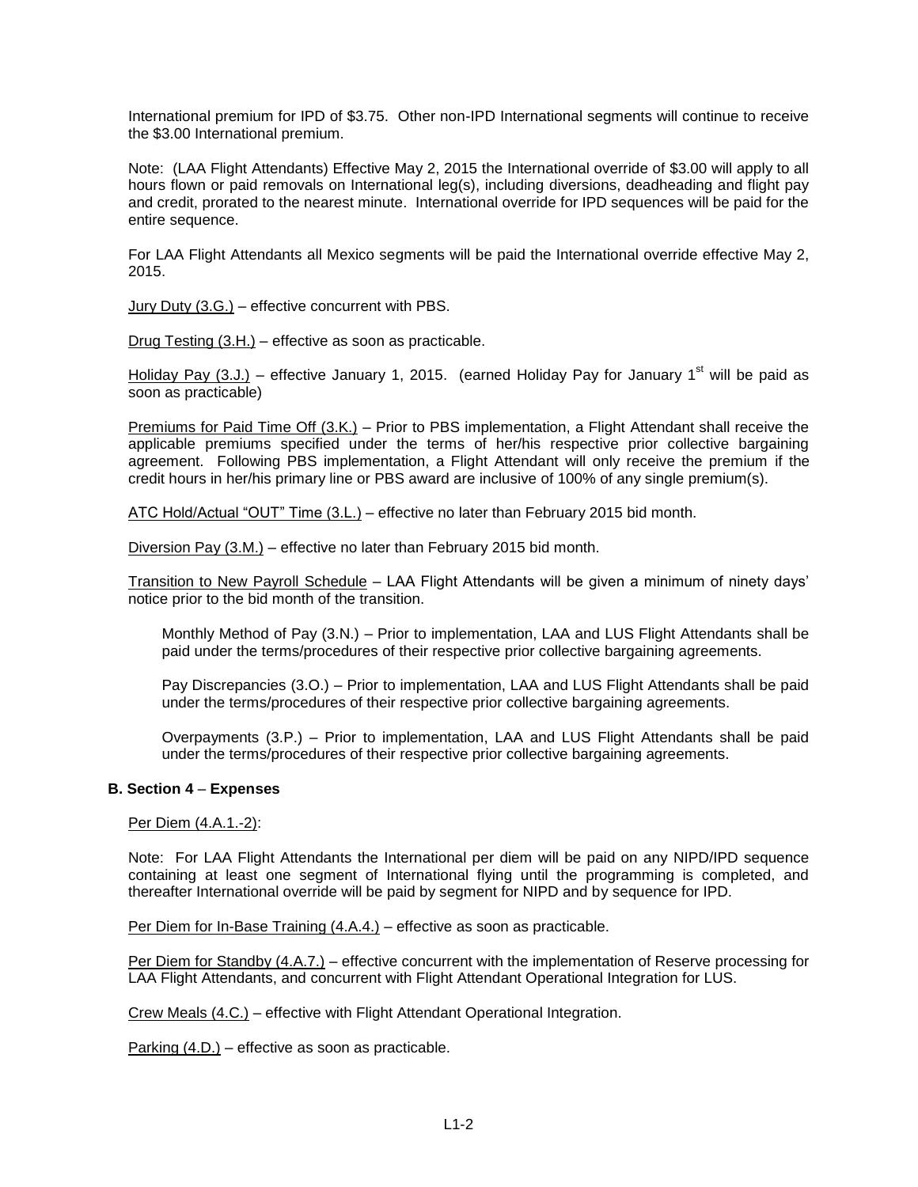International premium for IPD of $3.75. Other non-IPD International segments will continue to receive the $3.00 International premium.

Note: (LAA Flight Attendants) Effective May 2, 2015 the International override of $3.00 will apply to all hours flown or paid removals on International leg(s), including diversions, deadheading and flight pay and credit, prorated to the nearest minute. International override for IPD sequences will be paid for the entire sequence.

For LAA Flight Attendants all Mexico segments will be paid the International override effective May 2, 2015.

Jury Duty (3.G.) – effective concurrent with PBS.

Drug Testing (3.H.) – effective as soon as practicable.

Holiday Pay (3.J.) – effective January 1, 2015. (earned Holiday Pay for January 1st will be paid as soon as practicable)

Premiums for Paid Time Off (3.K.) – Prior to PBS implementation, a Flight Attendant shall receive the applicable premiums specified under the terms of her/his respective prior collective bargaining agreement. Following PBS implementation, a Flight Attendant will only receive the premium if the credit hours in her/his primary line or PBS award are inclusive of 100% of any single premium(s).

ATC Hold/Actual "OUT" Time (3.L.) – effective no later than February 2015 bid month.

Diversion Pay (3.M.) – effective no later than February 2015 bid month.

Transition to New Payroll Schedule – LAA Flight Attendants will be given a minimum of ninety days' notice prior to the bid month of the transition.

> Monthly Method of Pay (3.N.) – Prior to implementation, LAA and LUS Flight Attendants shall be paid under the terms/procedures of their respective prior collective bargaining agreements.
>
> Pay Discrepancies (3.O.) – Prior to implementation, LAA and LUS Flight Attendants shall be paid under the terms/procedures of their respective prior collective bargaining agreements.
>
> Overpayments (3.P.) – Prior to implementation, LAA and LUS Flight Attendants shall be paid under the terms/procedures of their respective prior collective bargaining agreements.

**B. Section 4 – Expenses**

Per Diem (4.A.1.-2):

Note: For LAA Flight Attendants the International per diem will be paid on any NIPD/IPD sequence containing at least one segment of International flying until the programming is completed, and thereafter International override will be paid by segment for NIPD and by sequence for IPD.

Per Diem for In-Base Training (4.A.4.) – effective as soon as practicable.

Per Diem for Standby (4.A.7.) – effective concurrent with the implementation of Reserve processing for LAA Flight Attendants, and concurrent with Flight Attendant Operational Integration for LUS.

Crew Meals (4.C.) – effective with Flight Attendant Operational Integration.

Parking (4.D.) – effective as soon as practicable.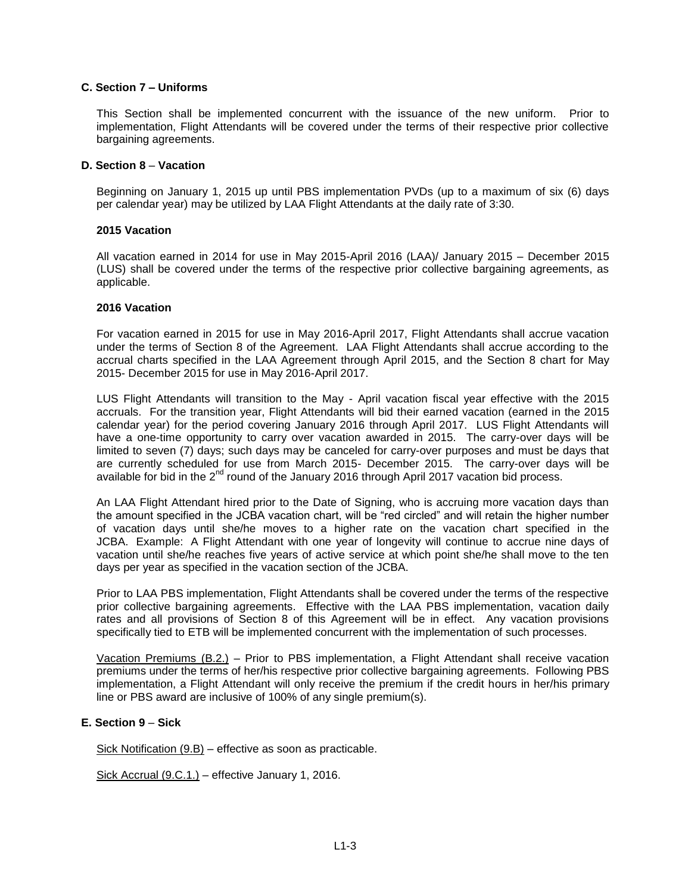**C. Section 7 – Uniforms**

This Section shall be implemented concurrent with the issuance of the new uniform. Prior to implementation, Flight Attendants will be covered under the terms of their respective prior collective bargaining agreements.

**D. Section 8 – Vacation**

Beginning on January 1, 2015 up until PBS implementation PVDs (up to a maximum of six (6) days per calendar year) may be utilized by LAA Flight Attendants at the daily rate of 3:30.

**2015 Vacation**

All vacation earned in 2014 for use in May 2015-April 2016 (LAA)/ January 2015 – December 2015 (LUS) shall be covered under the terms of the respective prior collective bargaining agreements, as applicable.

**2016 Vacation**

For vacation earned in 2015 for use in May 2016-April 2017, Flight Attendants shall accrue vacation under the terms of Section 8 of the Agreement. LAA Flight Attendants shall accrue according to the accrual charts specified in the LAA Agreement through April 2015, and the Section 8 chart for May 2015- December 2015 for use in May 2016-April 2017.

LUS Flight Attendants will transition to the May - April vacation fiscal year effective with the 2015 accruals. For the transition year, Flight Attendants will bid their earned vacation (earned in the 2015 calendar year) for the period covering January 2016 through April 2017. LUS Flight Attendants will have a one-time opportunity to carry over vacation awarded in 2015. The carry-over days will be limited to seven (7) days; such days may be canceled for carry-over purposes and must be days that are currently scheduled for use from March 2015- December 2015. The carry-over days will be available for bid in the 2nd round of the January 2016 through April 2017 vacation bid process.

An LAA Flight Attendant hired prior to the Date of Signing, who is accruing more vacation days than the amount specified in the JCBA vacation chart, will be "red circled" and will retain the higher number of vacation days until she/he moves to a higher rate on the vacation chart specified in the JCBA. Example: A Flight Attendant with one year of longevity will continue to accrue nine days of vacation until she/he reaches five years of active service at which point she/he shall move to the ten days per year as specified in the vacation section of the JCBA.

Prior to LAA PBS implementation, Flight Attendants shall be covered under the terms of the respective prior collective bargaining agreements. Effective with the LAA PBS implementation, vacation daily rates and all provisions of Section 8 of this Agreement will be in effect. Any vacation provisions specifically tied to ETB will be implemented concurrent with the implementation of such processes.

Vacation Premiums (B.2.) – Prior to PBS implementation, a Flight Attendant shall receive vacation premiums under the terms of her/his respective prior collective bargaining agreements. Following PBS implementation, a Flight Attendant will only receive the premium if the credit hours in her/his primary line or PBS award are inclusive of 100% of any single premium(s).

**E. Section 9 – Sick**

Sick Notification (9.B) – effective as soon as practicable.

Sick Accrual (9.C.1.) – effective January 1, 2016.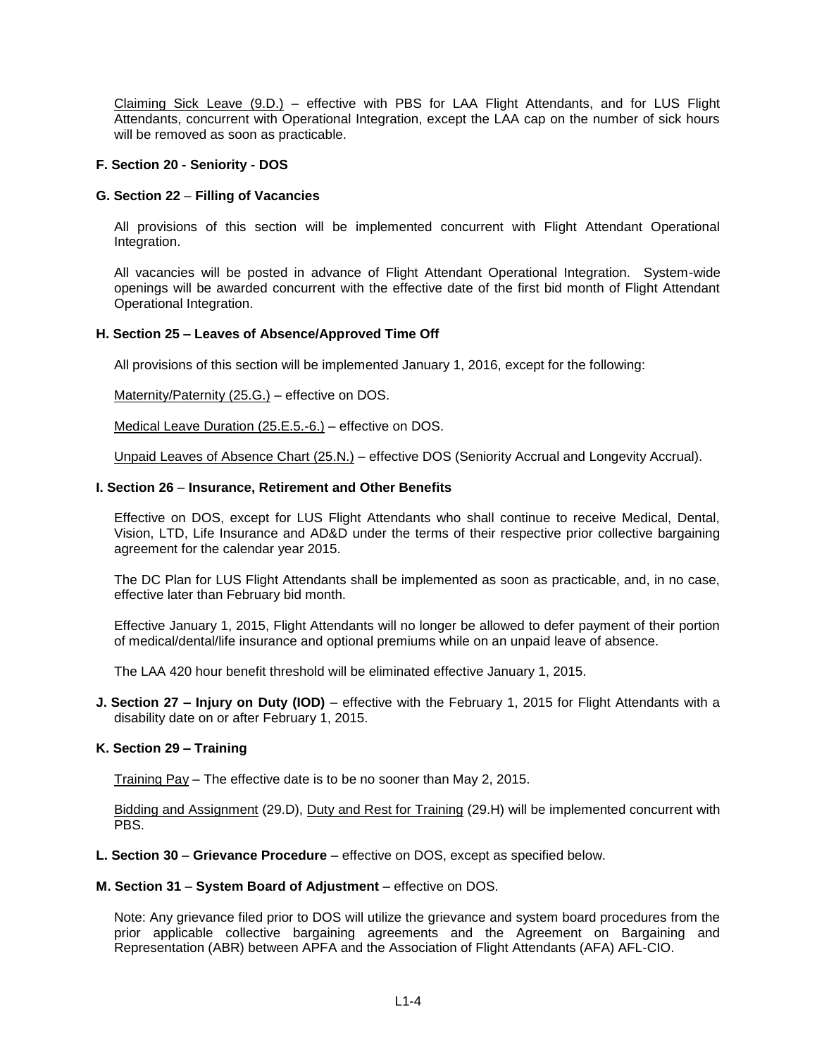Claiming Sick Leave (9.D.) – effective with PBS for LAA Flight Attendants, and for LUS Flight Attendants, concurrent with Operational Integration, except the LAA cap on the number of sick hours will be removed as soon as practicable.

**F. Section 20 - Seniority - DOS**

**G. Section 22 – Filling of Vacancies**

All provisions of this section will be implemented concurrent with Flight Attendant Operational Integration.

All vacancies will be posted in advance of Flight Attendant Operational Integration. System-wide openings will be awarded concurrent with the effective date of the first bid month of Flight Attendant Operational Integration.

**H. Section 25 – Leaves of Absence/Approved Time Off**

All provisions of this section will be implemented January 1, 2016, except for the following:

Maternity/Paternity (25.G.) – effective on DOS.

Medical Leave Duration (25.E.5.-6.) – effective on DOS.

Unpaid Leaves of Absence Chart (25.N.) – effective DOS (Seniority Accrual and Longevity Accrual).

**I. Section 26 – Insurance, Retirement and Other Benefits**

Effective on DOS, except for LUS Flight Attendants who shall continue to receive Medical, Dental, Vision, LTD, Life Insurance and AD&D under the terms of their respective prior collective bargaining agreement for the calendar year 2015.

The DC Plan for LUS Flight Attendants shall be implemented as soon as practicable, and, in no case, effective later than February bid month.

Effective January 1, 2015, Flight Attendants will no longer be allowed to defer payment of their portion of medical/dental/life insurance and optional premiums while on an unpaid leave of absence.

The LAA 420 hour benefit threshold will be eliminated effective January 1, 2015.

**J. Section 27 – Injury on Duty (IOD)** – effective with the February 1, 2015 for Flight Attendants with a disability date on or after February 1, 2015.

**K. Section 29 – Training**

Training Pay – The effective date is to be no sooner than May 2, 2015.

Bidding and Assignment (29.D), Duty and Rest for Training (29.H) will be implemented concurrent with PBS.

**L. Section 30 – Grievance Procedure** – effective on DOS, except as specified below.

**M. Section 31 – System Board of Adjustment** – effective on DOS.

Note: Any grievance filed prior to DOS will utilize the grievance and system board procedures from the prior applicable collective bargaining agreements and the Agreement on Bargaining and Representation (ABR) between APFA and the Association of Flight Attendants (AFA) AFL-CIO.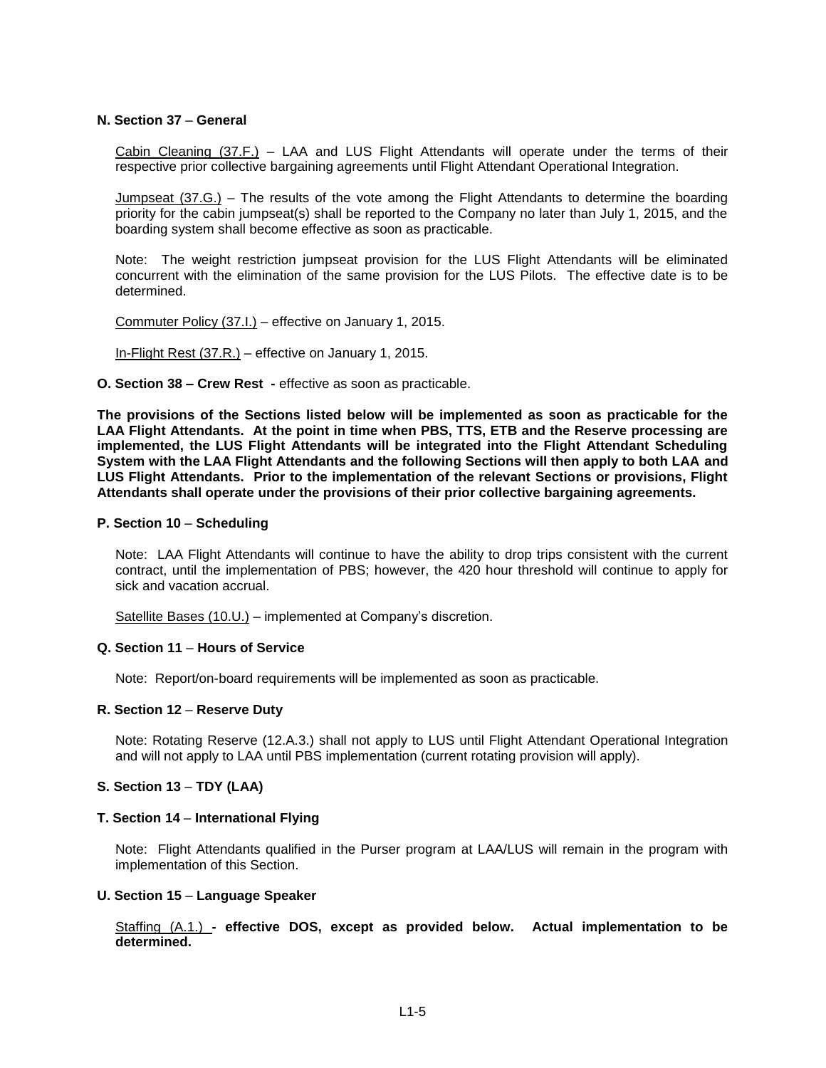**N. Section 37 – General**

Cabin Cleaning (37.F.) – LAA and LUS Flight Attendants will operate under the terms of their respective prior collective bargaining agreements until Flight Attendant Operational Integration.

Jumpseat (37.G.) – The results of the vote among the Flight Attendants to determine the boarding priority for the cabin jumpseat(s) shall be reported to the Company no later than July 1, 2015, and the boarding system shall become effective as soon as practicable.

Note: The weight restriction jumpseat provision for the LUS Flight Attendants will be eliminated concurrent with the elimination of the same provision for the LUS Pilots. The effective date is to be determined.

Commuter Policy (37.I.) – effective on January 1, 2015.

In-Flight Rest (37.R.) – effective on January 1, 2015.

**O. Section 38 – Crew Rest -** effective as soon as practicable.

**The provisions of the Sections listed below will be implemented as soon as practicable for the LAA Flight Attendants. At the point in time when PBS, TTS, ETB and the Reserve processing are implemented, the LUS Flight Attendants will be integrated into the Flight Attendant Scheduling System with the LAA Flight Attendants and the following Sections will then apply to both LAA and LUS Flight Attendants. Prior to the implementation of the relevant Sections or provisions, Flight Attendants shall operate under the provisions of their prior collective bargaining agreements.**

**P. Section 10 – Scheduling**

Note: LAA Flight Attendants will continue to have the ability to drop trips consistent with the current contract, until the implementation of PBS; however, the 420 hour threshold will continue to apply for sick and vacation accrual.

Satellite Bases (10.U.) – implemented at Company's discretion.

**Q. Section 11 – Hours of Service**

Note: Report/on-board requirements will be implemented as soon as practicable.

**R. Section 12 – Reserve Duty**

Note: Rotating Reserve (12.A.3.) shall not apply to LUS until Flight Attendant Operational Integration and will not apply to LAA until PBS implementation (current rotating provision will apply).

**S. Section 13 – TDY (LAA)**

**T. Section 14 – International Flying**

Note: Flight Attendants qualified in the Purser program at LAA/LUS will remain in the program with implementation of this Section.

**U. Section 15 – Language Speaker**

Staffing (A.1.) **- effective DOS, except as provided below. Actual implementation to be determined.**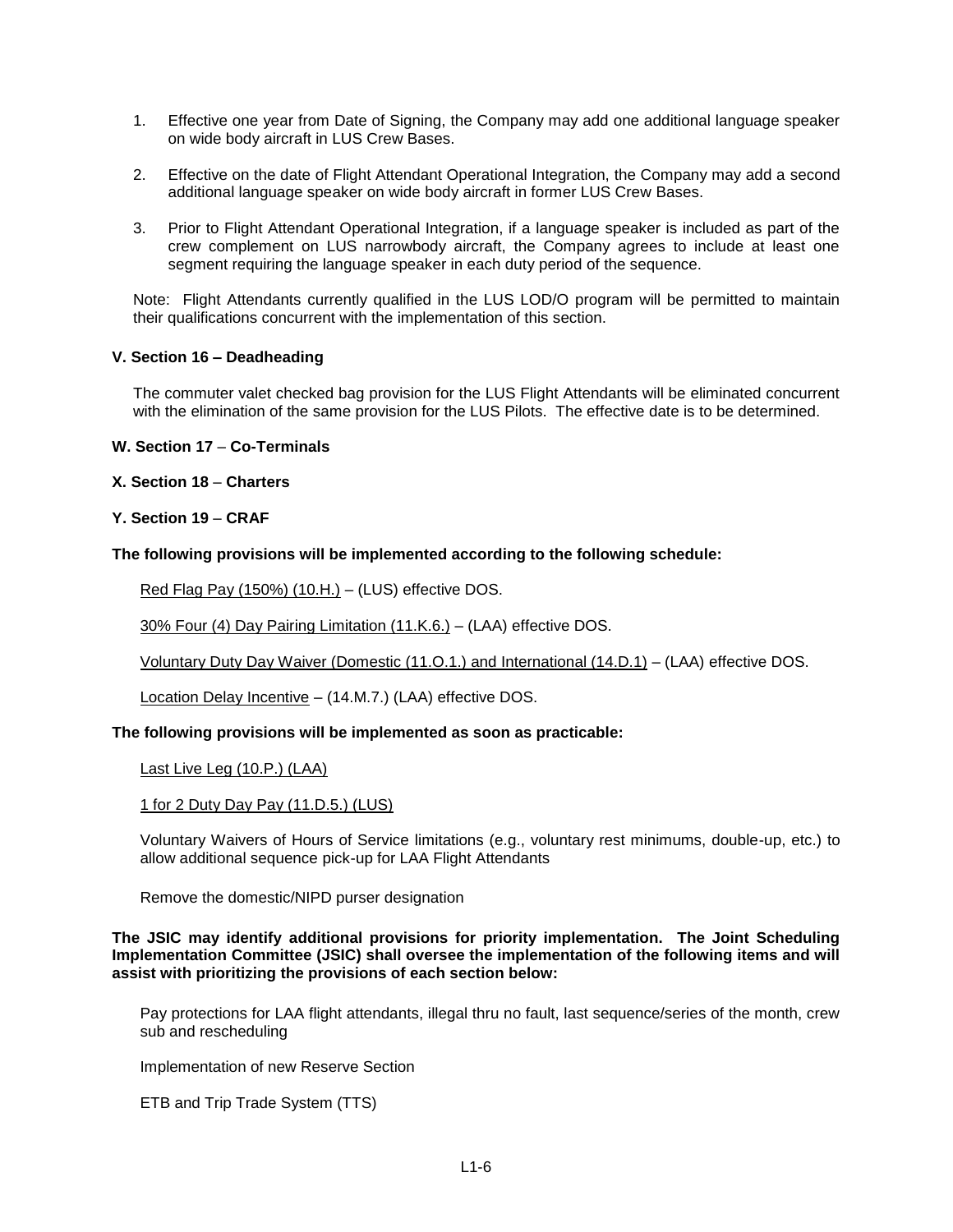1. Effective one year from Date of Signing, the Company may add one additional language speaker on wide body aircraft in LUS Crew Bases.

2. Effective on the date of Flight Attendant Operational Integration, the Company may add a second additional language speaker on wide body aircraft in former LUS Crew Bases.

3. Prior to Flight Attendant Operational Integration, if a language speaker is included as part of the crew complement on LUS narrowbody aircraft, the Company agrees to include at least one segment requiring the language speaker in each duty period of the sequence.

Note: Flight Attendants currently qualified in the LUS LOD/O program will be permitted to maintain their qualifications concurrent with the implementation of this section.

**V. Section 16 – Deadheading**

The commuter valet checked bag provision for the LUS Flight Attendants will be eliminated concurrent with the elimination of the same provision for the LUS Pilots. The effective date is to be determined.

**W. Section 17 – Co-Terminals**

**X. Section 18 – Charters**

**Y. Section 19 – CRAF**

**The following provisions will be implemented according to the following schedule:**

Red Flag Pay (150%) (10.H.) – (LUS) effective DOS.

30% Four (4) Day Pairing Limitation (11.K.6.) – (LAA) effective DOS.

Voluntary Duty Day Waiver (Domestic (11.O.1.) and International (14.D.1) – (LAA) effective DOS.

Location Delay Incentive – (14.M.7.) (LAA) effective DOS.

**The following provisions will be implemented as soon as practicable:**

Last Live Leg (10.P.) (LAA)

1 for 2 Duty Day Pay (11.D.5.) (LUS)

Voluntary Waivers of Hours of Service limitations (e.g., voluntary rest minimums, double-up, etc.) to allow additional sequence pick-up for LAA Flight Attendants

Remove the domestic/NIPD purser designation

**The JSIC may identify additional provisions for priority implementation. The Joint Scheduling Implementation Committee (JSIC) shall oversee the implementation of the following items and will assist with prioritizing the provisions of each section below:**

Pay protections for LAA flight attendants, illegal thru no fault, last sequence/series of the month, crew sub and rescheduling

Implementation of new Reserve Section

ETB and Trip Trade System (TTS)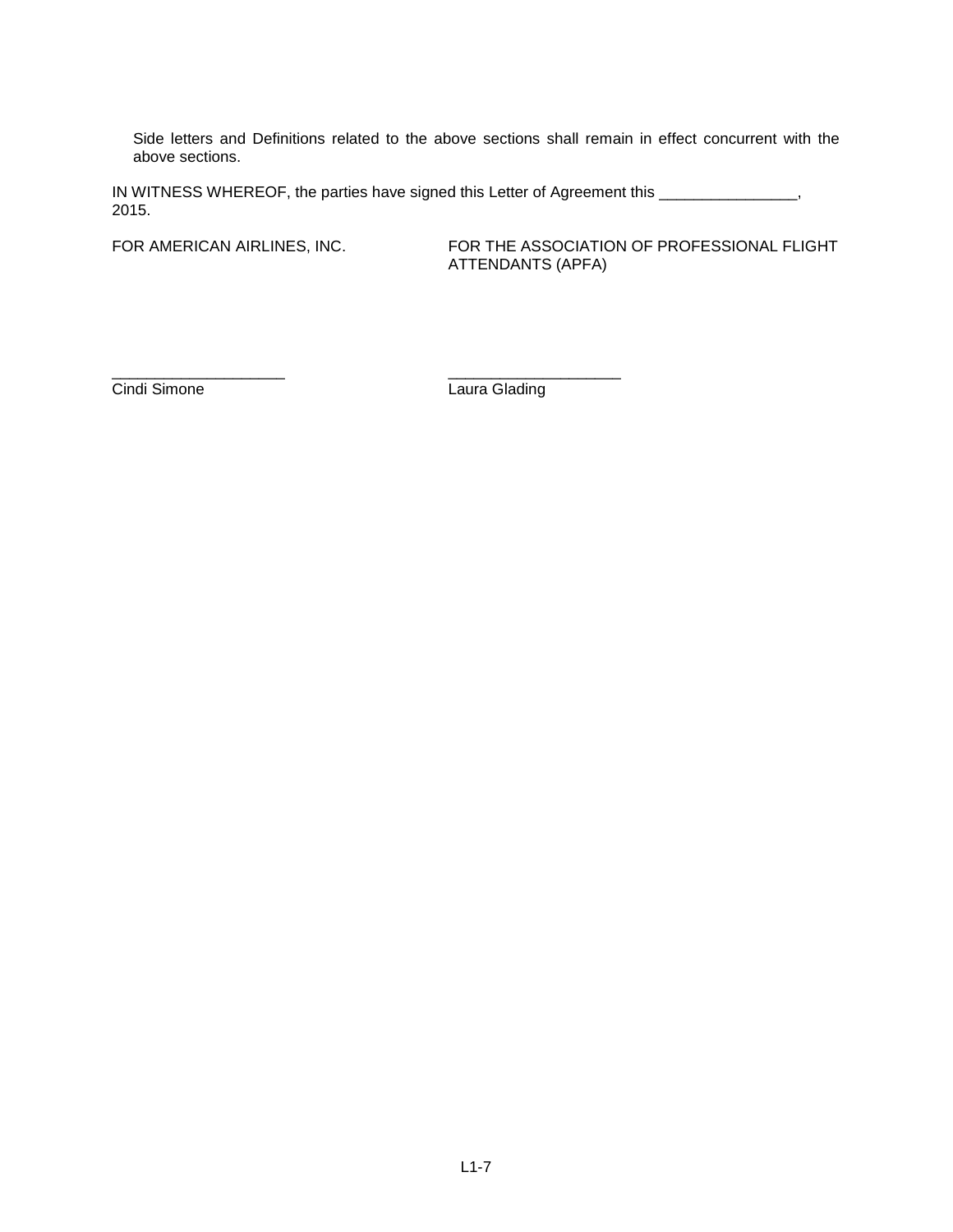Side letters and Definitions related to the above sections shall remain in effect concurrent with the above sections.

IN WITNESS WHEREOF, the parties have signed this Letter of Agreement this ________________, 2015.

| FOR AMERICAN AIRLINES, INC. | FOR THE ASSOCIATION OF PROFESSIONAL FLIGHT ATTENDANTS (APFA) |
| --- | --- |
| ____________________ | ____________________ |
| Cindi Simone | Laura Glading |